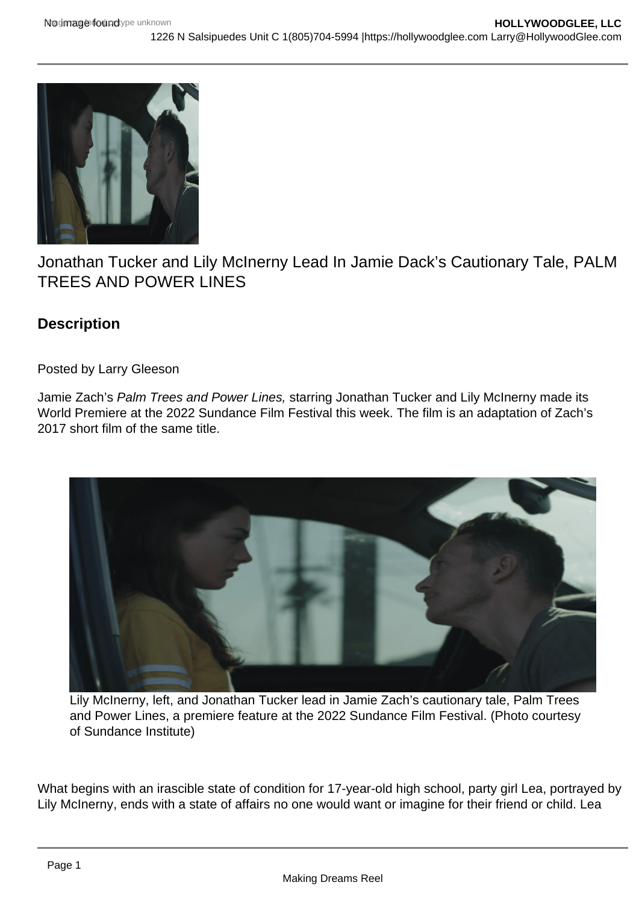# Jonathan Tucker and Lily McInerny Lead In Jamie Dack's Cautionary Tale, PALM TREES AND POWER LINES

## Description

Posted by Larry Gleeson

Jamie Zach's *Palm Trees and Power Lines,* starring Jonathan Tucker and Lily McInerny made its World Premiere at the 2022 Sundance Film Festival this week. The film is an adaptation of Zach's 2017 short film of the same title.

Lily McInerny, left, and Jonathan Tucker lead in Jamie Zach's cautionary tale, Palm Trees and Power Lines, a premiere feature at the 2022 Sundance Film Festival. (Photo courtesy of Sundance Institute)

What begins with an irascible state of condition for 17-year-old high school, party girl Lea, portrayed by Lily McInerny, ends with a state of affairs no one would want or imagine for their friend or child. Lea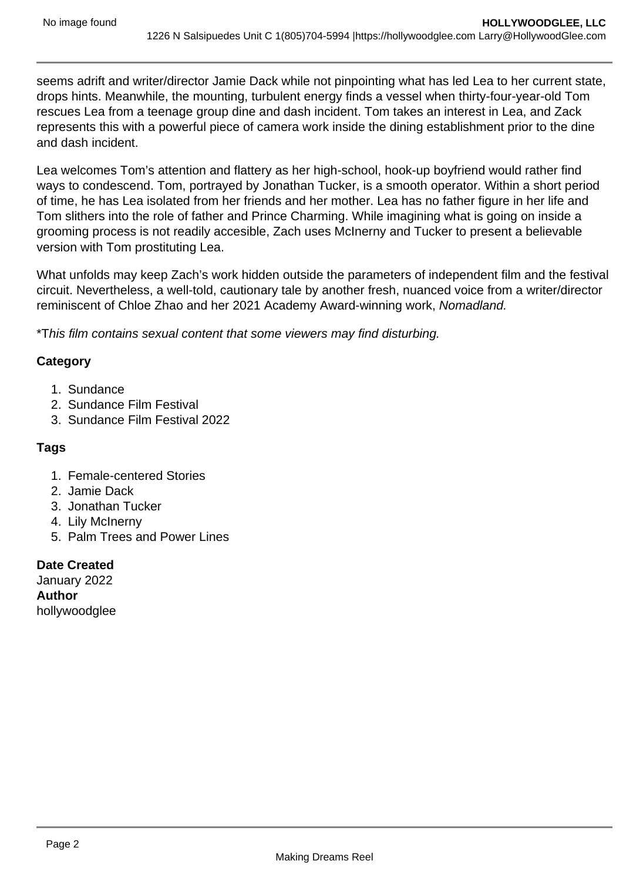seems adrift and writer/director Jamie Dack while not pinpointing what has led Lea to her current state, drops hints. Meanwhile, the mounting, turbulent energy finds a vessel when thirty-four-year-old Tom rescues Lea from a teenage group dine and dash incident. Tom takes an interest in Lea, and Zack represents this with a powerful piece of camera work inside the dining establishment prior to the dine and dash incident.

Lea welcomes Tom's attention and flattery as her high-school, hook-up boyfriend would rather find ways to condescend. Tom, portrayed by Jonathan Tucker, is a smooth operator. Within a short period of time, he has Lea isolated from her friends and her mother. Lea has no father figure in her life and Tom slithers into the role of father and Prince Charming. While imagining what is going on inside a grooming process is not readily accesible, Zach uses McInerny and Tucker to present a believable version with Tom prostituting Lea.

What unfolds may keep Zach's work hidden outside the parameters of independent film and the festival circuit. Nevertheless, a well-told, cautionary tale by another fresh, nuanced voice from a writer/director reminiscent of Chloe Zhao and her 2021 Academy Award-winning work, *Nomadland.*

*T*his film contains sexual content that some viewers may find disturbing.*

**Category**

1. Sundance
2. Sundance Film Festival
3. Sundance Film Festival 2022

**Tags**

1. Female-centered Stories
2. Jamie Dack
3. Jonathan Tucker
4. Lily McInerny
5. Palm Trees and Power Lines

**Date Created**
January 2022
**Author**
hollywoodglee